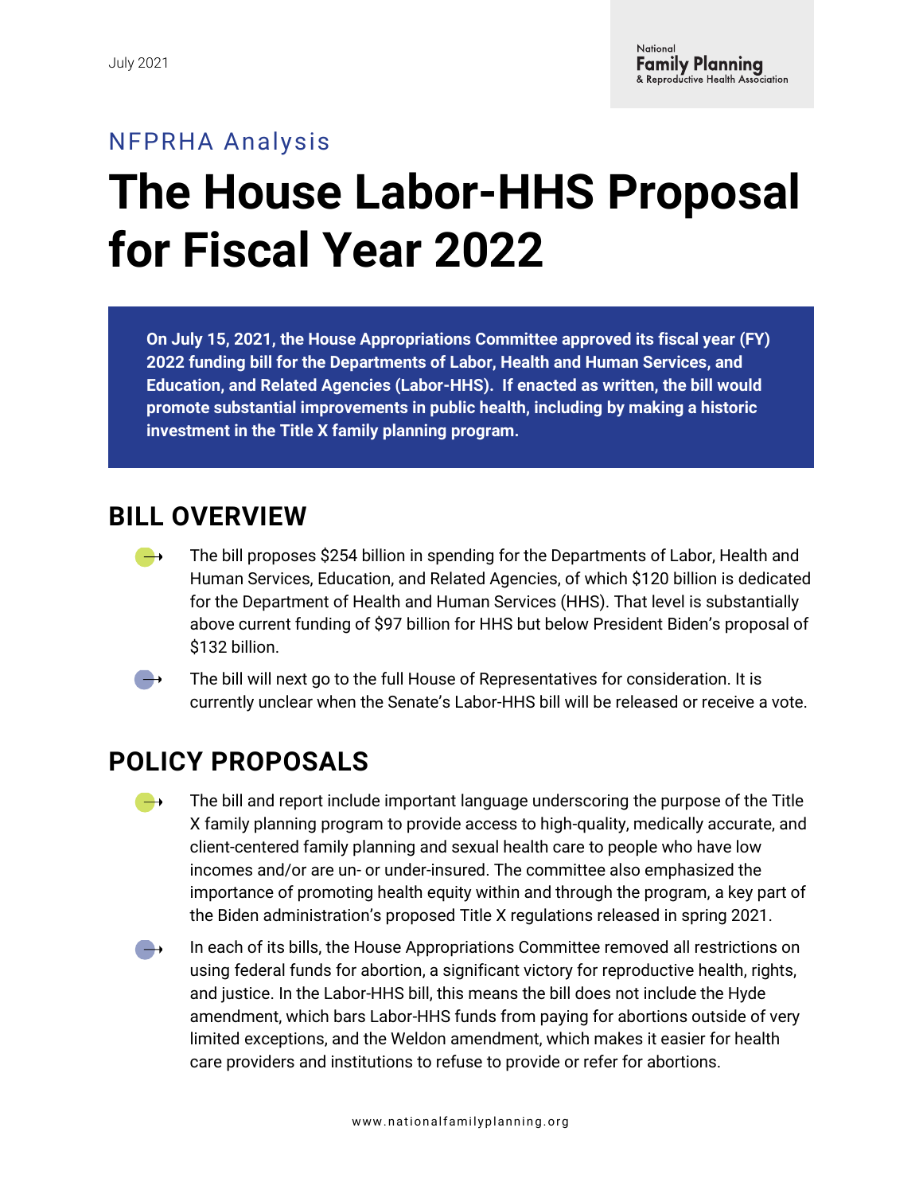July 2021

National Family Planning & Reproductive Health Association

NFPRHA Analysis

# The House Labor-HHS Proposal for Fiscal Year 2022

**On July 15, 2021, the House Appropriations Committee approved its fiscal year (FY) 2022 funding bill for the Departments of Labor, Health and Human Services, and Education, and Related Agencies (Labor-HHS). If enacted as written, the bill would promote substantial improvements in public health, including by making a historic investment in the Title X family planning program.**

## BILL OVERVIEW

- The bill proposes $254 billion in spending for the Departments of Labor, Health and Human Services, Education, and Related Agencies, of which $120 billion is dedicated for the Department of Health and Human Services (HHS). That level is substantially above current funding of $97 billion for HHS but below President Biden's proposal of $132 billion.
- The bill will next go to the full House of Representatives for consideration. It is currently unclear when the Senate's Labor-HHS bill will be released or receive a vote.

## POLICY PROPOSALS

- The bill and report include important language underscoring the purpose of the Title X family planning program to provide access to high-quality, medically accurate, and client-centered family planning and sexual health care to people who have low incomes and/or are un- or under-insured. The committee also emphasized the importance of promoting health equity within and through the program, a key part of the Biden administration's proposed Title X regulations released in spring 2021.
- In each of its bills, the House Appropriations Committee removed all restrictions on using federal funds for abortion, a significant victory for reproductive health, rights, and justice. In the Labor-HHS bill, this means the bill does not include the Hyde amendment, which bars Labor-HHS funds from paying for abortions outside of very limited exceptions, and the Weldon amendment, which makes it easier for health care providers and institutions to refuse to provide or refer for abortions.

www.nationalfamilyplanning.org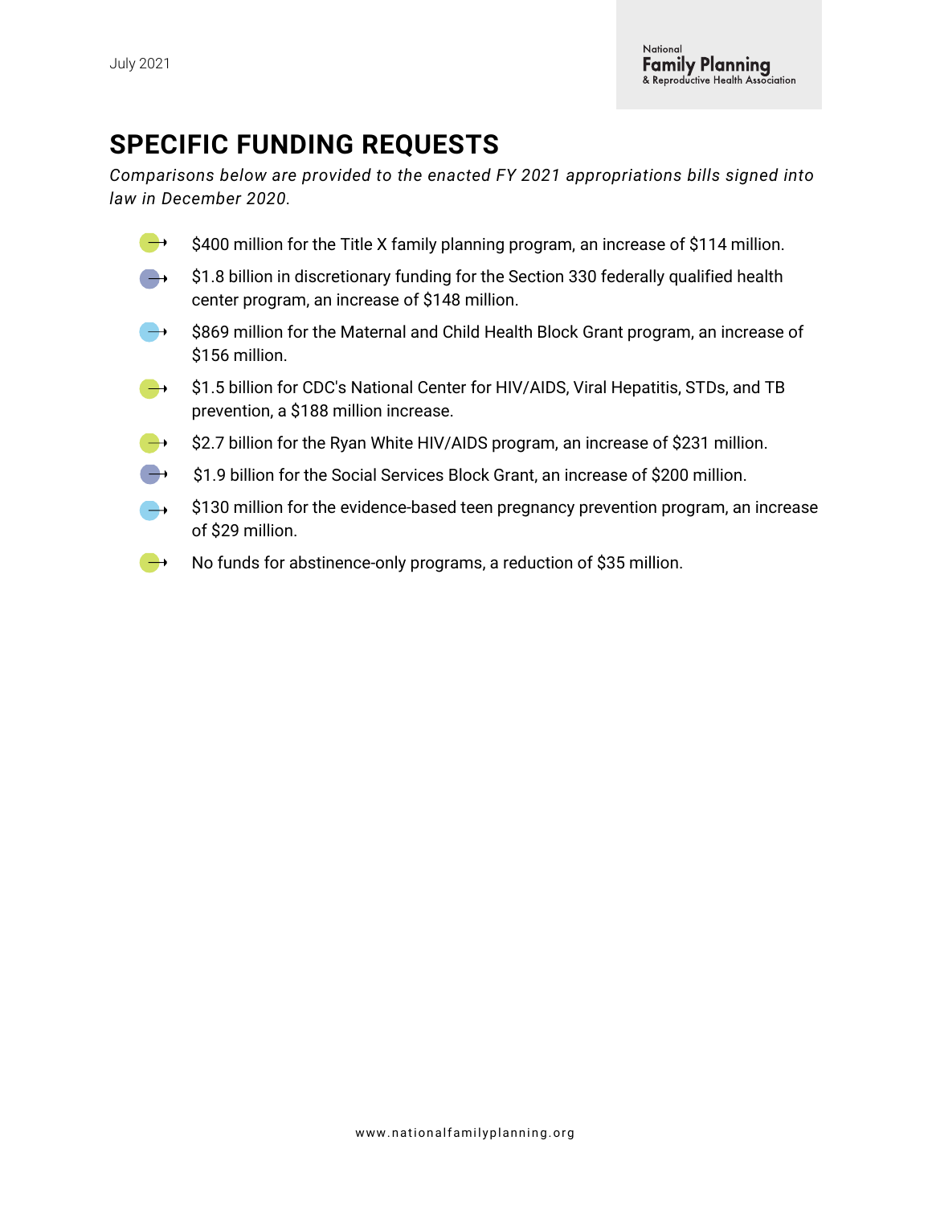## SPECIFIC FUNDING REQUESTS

*Comparisons below are provided to the enacted FY 2021 appropriations bills signed into law in December 2020.*

- $400 million for the Title X family planning program, an increase of $114 million.
- $1.8 billion in discretionary funding for the Section 330 federally qualified health center program, an increase of $148 million.
- $869 million for the Maternal and Child Health Block Grant program, an increase of $156 million.
- $1.5 billion for CDC's National Center for HIV/AIDS, Viral Hepatitis, STDs, and TB prevention, a $188 million increase.
- $2.7 billion for the Ryan White HIV/AIDS program, an increase of $231 million.
- $1.9 billion for the Social Services Block Grant, an increase of $200 million.
- $130 million for the evidence-based teen pregnancy prevention program, an increase of $29 million.
- No funds for abstinence-only programs, a reduction of $35 million.